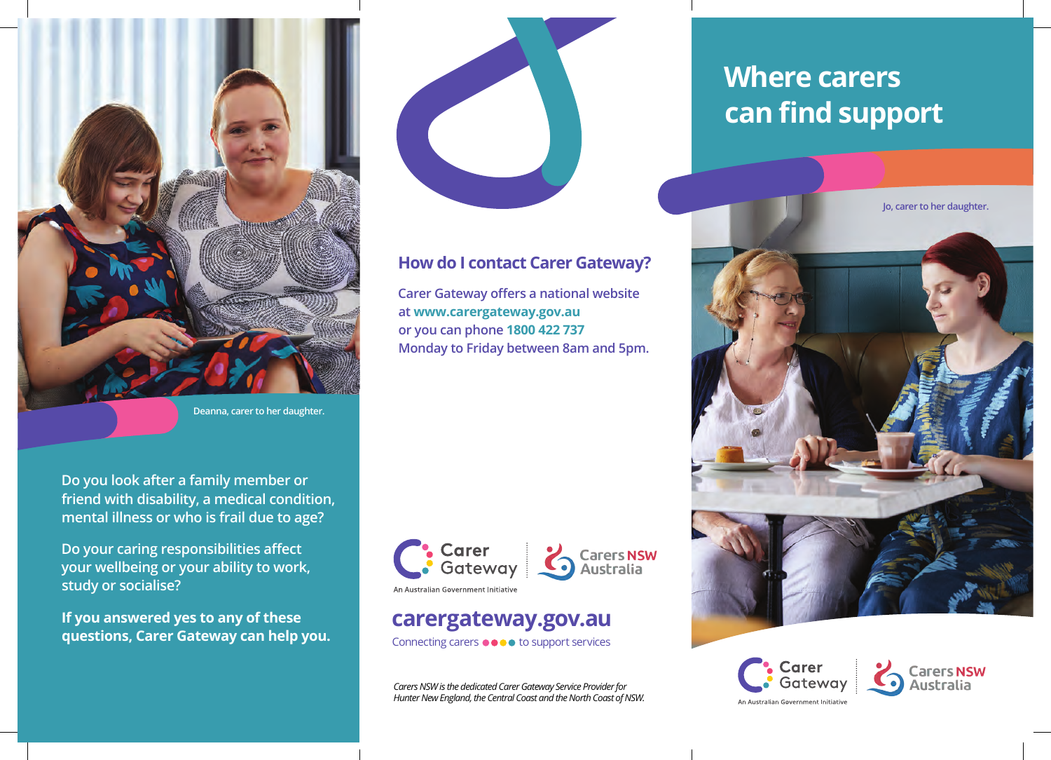# Where carers can find support

Jo, carer to her daughter.

Deanna, carer to her daughter.

**Do you look after a family member or friend with disability, a medical condition, mental illness or who is frail due to age?**

**Do your caring responsibilities affect your wellbeing or your ability to work, study or socialise?**

**If you answered yes to any of these questions, Carer Gateway can help you.**

## How do I contact Carer Gateway?

Carer Gateway offers a national website at **www.carergateway.gov.au** or you can phone **1800 422 737** Monday to Friday between 8am and 5pm.

Carer Gateway — An Australian Government Initiative

Carers NSW Australia

**carergateway.gov.au**

Connecting carers ●●●● to support services

*Carers NSW is the dedicated Carer Gateway Service Provider for Hunter New England, the Central Coast and the North Coast of NSW.*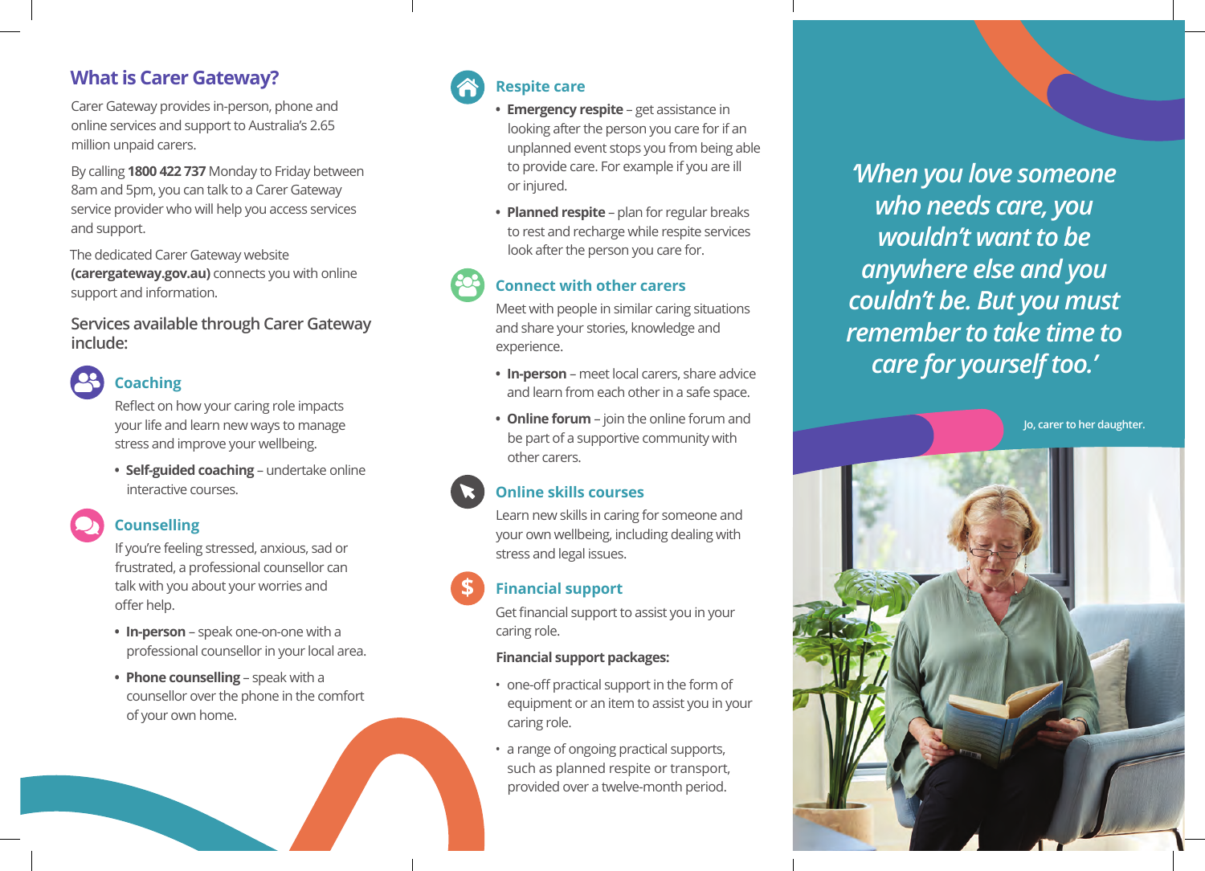## What is Carer Gateway?

Carer Gateway provides in-person, phone and online services and support to Australia's 2.65 million unpaid carers.

By calling **1800 422 737** Monday to Friday between 8am and 5pm, you can talk to a Carer Gateway service provider who will help you access services and support.

The dedicated Carer Gateway website **(carergateway.gov.au)** connects you with online support and information.

### Services available through Carer Gateway include:

### Coaching

Reflect on how your caring role impacts your life and learn new ways to manage stress and improve your wellbeing.

- **Self-guided coaching** – undertake online interactive courses.

### Counselling

If you're feeling stressed, anxious, sad or frustrated, a professional counsellor can talk with you about your worries and offer help.

- **In-person** – speak one-on-one with a professional counsellor in your local area.
- **Phone counselling** – speak with a counsellor over the phone in the comfort of your own home.

### Respite care

- **Emergency respite** – get assistance in looking after the person you care for if an unplanned event stops you from being able to provide care. For example if you are ill or injured.
- **Planned respite** – plan for regular breaks to rest and recharge while respite services look after the person you care for.

### Connect with other carers

Meet with people in similar caring situations and share your stories, knowledge and experience.

- **In-person** – meet local carers, share advice and learn from each other in a safe space.
- **Online forum** – join the online forum and be part of a supportive community with other carers.

### Online skills courses

Learn new skills in caring for someone and your own wellbeing, including dealing with stress and legal issues.

### Financial support

Get financial support to assist you in your caring role.

**Financial support packages:**

- one-off practical support in the form of equipment or an item to assist you in your caring role.
- a range of ongoing practical supports, such as planned respite or transport, provided over a twelve-month period.

*'When you love someone who needs care, you wouldn't want to be anywhere else and you couldn't be. But you must remember to take time to care for yourself too.'*

Jo, carer to her daughter.